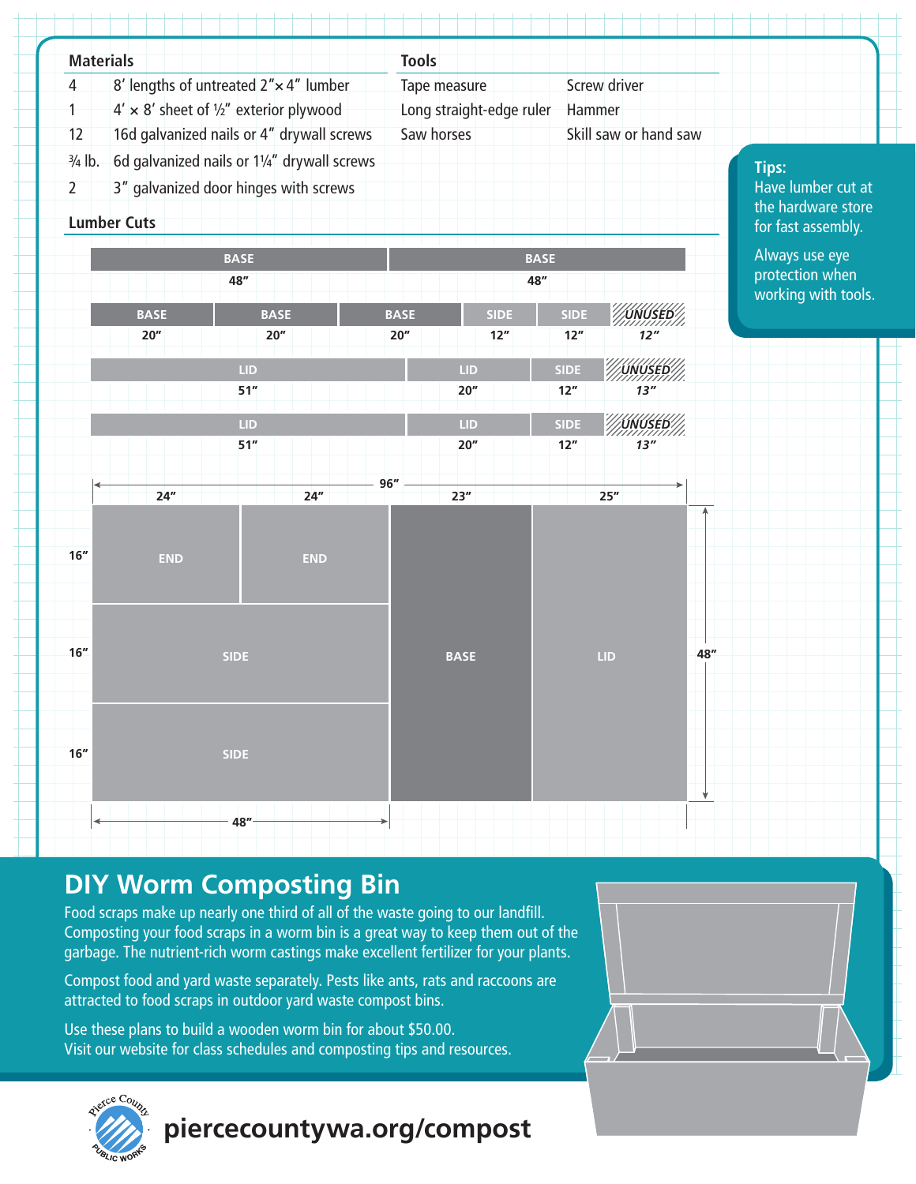## Materials

| Qty | Item |
| --- | --- |
| 4 | 8′ lengths of untreated 2″× 4″ lumber |
| 1 | 4′ × 8′ sheet of ½″ exterior plywood |
| 12 | 16d galvanized nails or 4″ drywall screws |
| ¾ lb. | 6d galvanized nails or 1¼″ drywall screws |
| 2 | 3″ galvanized door hinges with screws |

## Tools

- Tape measure
- Long straight-edge ruler
- Saw horses
- Screw driver
- Hammer
- Skill saw or hand saw

**Tips:**
Have lumber cut at the hardware store for fast assembly.

Always use eye protection when working with tools.

## Lumber Cuts

| Length 1 | Piece | Length | Piece | Length |
| --- | --- | --- | --- | --- |
| BASE | 48″ | BASE | 48″ | |

| Piece | Length |
| --- | --- |
| BASE | 20″ |
| BASE | 20″ |
| BASE | 20″ |
| SIDE | 12″ |
| SIDE | 12″ |
| UNUSED | 12″ |

| Piece | Length |
| --- | --- |
| LID | 51″ |
| LID | 20″ |
| SIDE | 12″ |
| UNUSED | 13″ |

| Piece | Length |
| --- | --- |
| LID | 51″ |
| LID | 20″ |
| SIDE | 12″ |
| UNUSED | 13″ |

Plywood sheet (96″ × 48″):

- END 24″ × 16″
- END 24″ × 16″
- SIDE 48″ × 16″
- SIDE 48″ × 16″
- BASE 23″ × 48″
- LID 25″ × 48″

# DIY Worm Composting Bin

Food scraps make up nearly one third of all of the waste going to our landfill. Composting your food scraps in a worm bin is a great way to keep them out of the garbage. The nutrient-rich worm castings make excellent fertilizer for your plants.

Compost food and yard waste separately. Pests like ants, rats and raccoons are attracted to food scraps in outdoor yard waste compost bins.

Use these plans to build a wooden worm bin for about $50.00.
Visit our website for class schedules and composting tips and resources.

Pierce County Public Works

**piercecountywa.org/compost**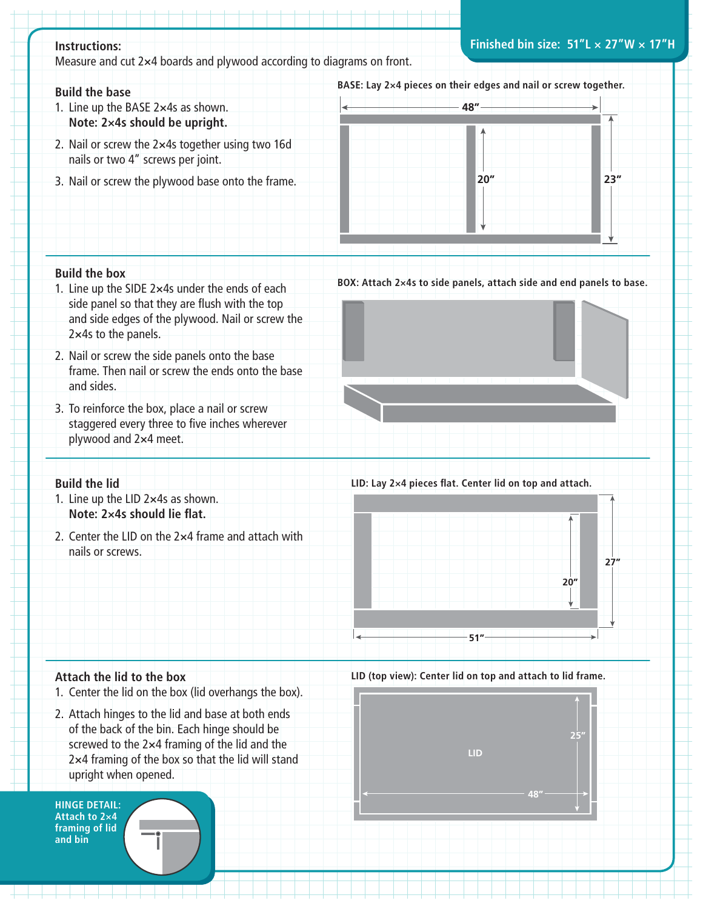**Finished bin size: 51″L × 27″W × 17″H**

**Instructions:**
Measure and cut 2×4 boards and plywood according to diagrams on front.

### Build the base

1. Line up the BASE 2×4s as shown.
   **Note: 2×4s should be upright.**
2. Nail or screw the 2×4s together using two 16d nails or two 4″ screws per joint.
3. Nail or screw the plywood base onto the frame.

**BASE: Lay 2×4 pieces on their edges and nail or screw together.**

48″

20″

23″

### Build the box

1. Line up the SIDE 2×4s under the ends of each side panel so that they are flush with the top and side edges of the plywood. Nail or screw the 2×4s to the panels.
2. Nail or screw the side panels onto the base frame. Then nail or screw the ends onto the base and sides.
3. To reinforce the box, place a nail or screw staggered every three to five inches wherever plywood and 2×4 meet.

**BOX: Attach 2×4s to side panels, attach side and end panels to base.**

### Build the lid

1. Line up the LID 2×4s as shown.
   **Note: 2×4s should lie flat.**
2. Center the LID on the 2×4 frame and attach with nails or screws.

**LID: Lay 2×4 pieces flat. Center lid on top and attach.**

27″

20″

51″

### Attach the lid to the box

1. Center the lid on the box (lid overhangs the box).
2. Attach hinges to the lid and base at both ends of the back of the bin. Each hinge should be screwed to the 2×4 framing of the lid and the 2×4 framing of the box so that the lid will stand upright when opened.

**LID (top view): Center lid on top and attach to lid frame.**

LID

25″

48″

**HINGE DETAIL: Attach to 2×4 framing of lid and bin**